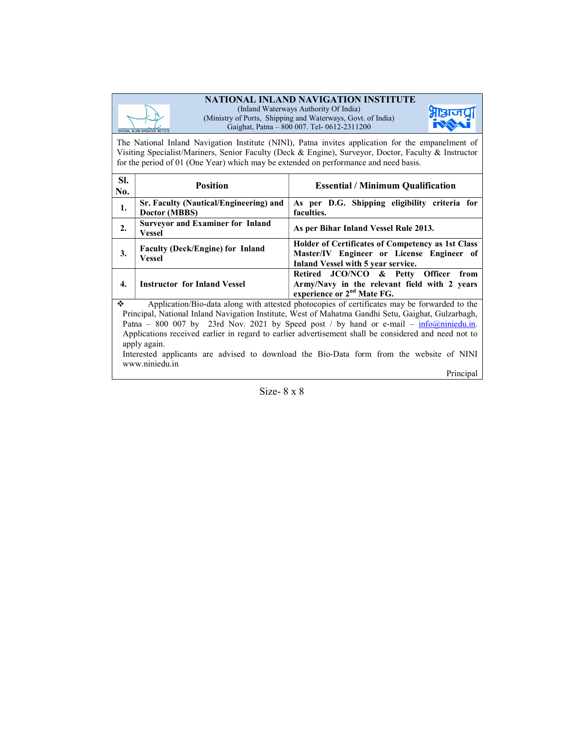# NATIONAL INLAND NAVIGATION INSTITUTE

(Inland Waterways Authority Of India)
(Ministry of Ports, Shipping and Waterways, Govt. of India)
Gaighat, Patna – 800 007. Tel- 0612-2311200

The National Inland Navigation Institute (NINI), Patna invites application for the empanelment of Visiting Specialist/Mariners, Senior Faculty (Deck & Engine), Surveyor, Doctor, Faculty & Instructor for the period of 01 (One Year) which may be extended on performance and need basis.

| Sl. No. | Position | Essential / Minimum Qualification |
|---|---|---|
| 1. | Sr. Faculty (Nautical/Engineering) and Doctor (MBBS) | As per D.G. Shipping eligibility criteria for faculties. |
| 2. | Surveyor and Examiner for Inland Vessel | As per Bihar Inland Vessel Rule 2013. |
| 3. | Faculty (Deck/Engine) for Inland Vessel | Holder of Certificates of Competency as 1st Class Master/IV Engineer or License Engineer of Inland Vessel with 5 year service. |
| 4. | Instructor for Inland Vessel | Retired JCO/NCO & Petty Officer from Army/Navy in the relevant field with 2 years experience or 2nd Mate FG. |

- Application/Bio-data along with attested photocopies of certificates may be forwarded to the Principal, National Inland Navigation Institute, West of Mahatma Gandhi Setu, Gaighat, Gulzarbagh, Patna – 800 007 by 23rd Nov. 2021 by Speed post / by hand or e-mail – info@niniedu.in. Applications received earlier in regard to earlier advertisement shall be considered and need not to apply again.

  Interested applicants are advised to download the Bio-Data form from the website of NINI www.niniedu.in

Principal

Size- 8 x 8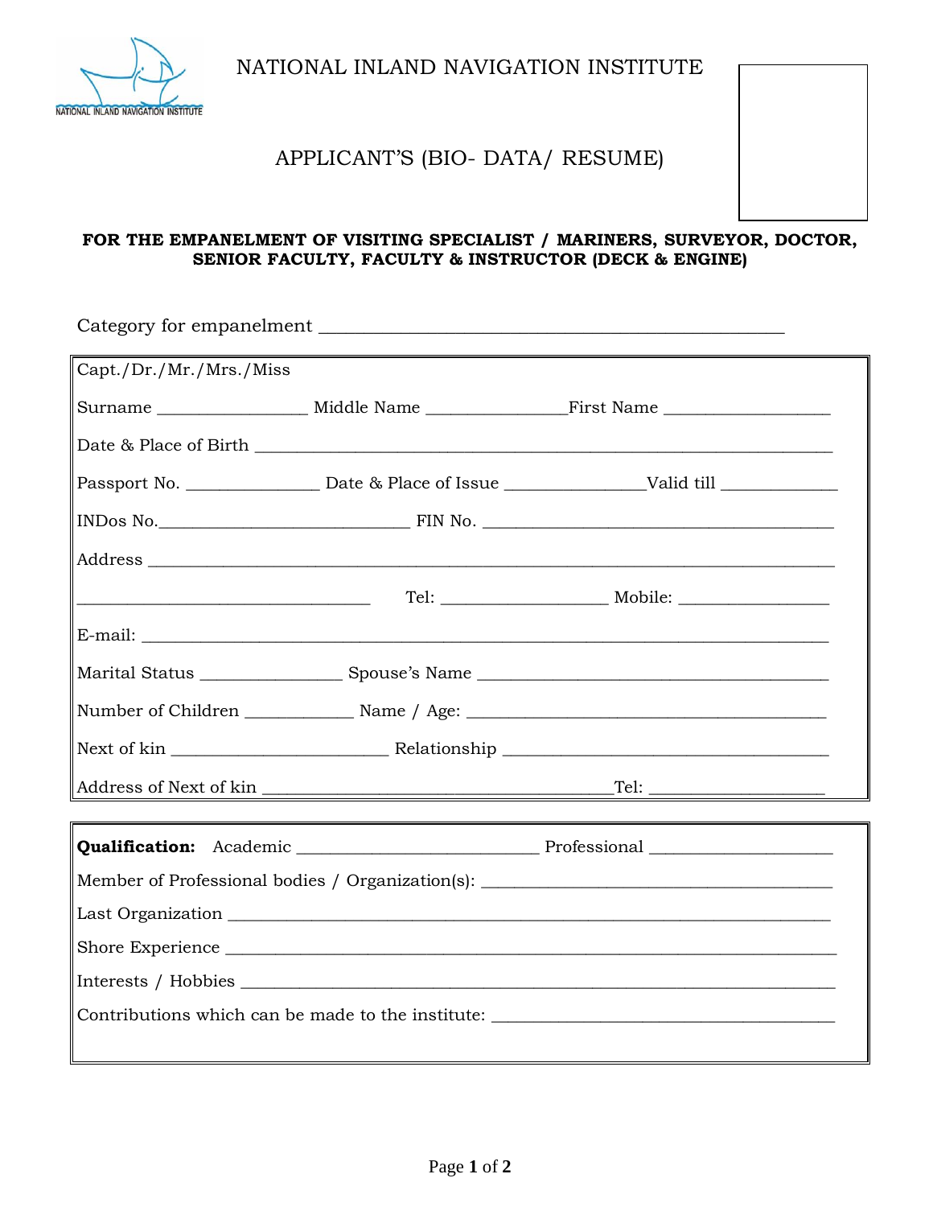# NATIONAL INLAND NAVIGATION INSTITUTE

## APPLICANT'S (BIO- DATA/ RESUME)

**FOR THE EMPANELMENT OF VISITING SPECIALIST / MARINERS, SURVEYOR, DOCTOR, SENIOR FACULTY, FACULTY & INSTRUCTOR (DECK & ENGINE)**

Category for empanelment ____________________________________________

Capt./Dr./Mr./Mrs./Miss

Surname ________________ Middle Name _______________ First Name __________________

Date & Place of Birth _______________________________________________________________

Passport No. ______________ Date & Place of Issue _______________ Valid till _____________

INDos No. ____________________________ FIN No. ________________________________________

Address _____________________________________________________________________________

_________________________________ Tel: __________________ Mobile: ________________

E-mail: _____________________________________________________________________________

Marital Status _______________ Spouse's Name _______________________________________

Number of Children ____________ Name / Age: _________________________________________

Next of kin ________________________ Relationship ___________________________________

Address of Next of kin _______________________________________ Tel: __________________

**Qualification:** Academic ___________________________ Professional ____________________

Member of Professional bodies / Organization(s): _______________________________________

Last Organization ___________________________________________________________________

Shore Experience ____________________________________________________________________

Interests / Hobbies _________________________________________________________________

Contributions which can be made to the institute: ______________________________________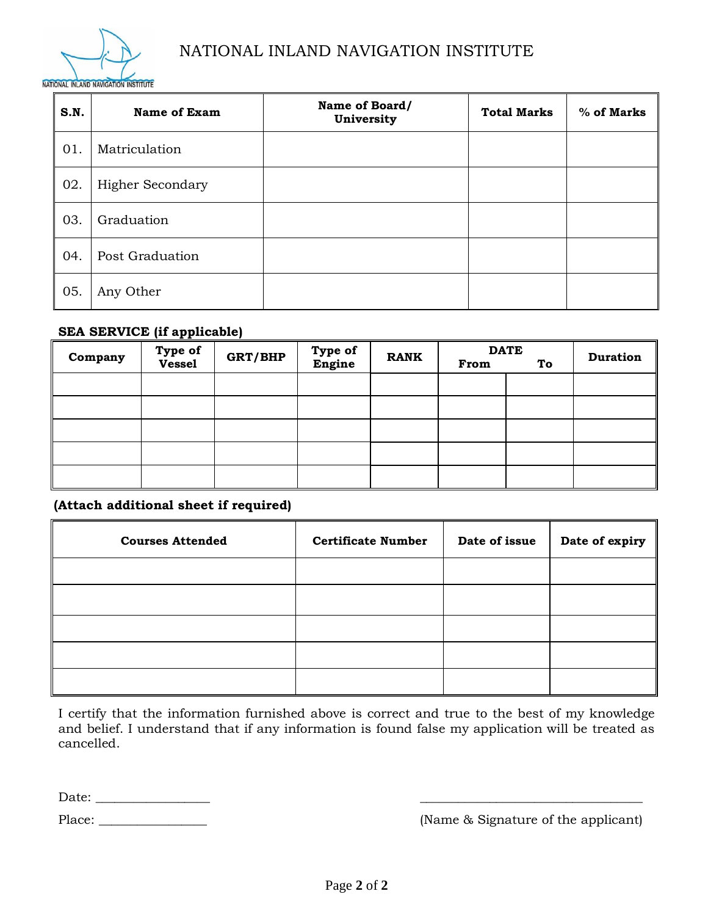NATIONAL INLAND NAVIGATION INSTITUTE

| S.N. | Name of Exam | Name of Board/ University | Total Marks | % of Marks |
|---|---|---|---|---|
| 01. | Matriculation | | | |
| 02. | Higher Secondary | | | |
| 03. | Graduation | | | |
| 04. | Post Graduation | | | |
| 05. | Any Other | | | |

**SEA SERVICE (if applicable)**

| Company | Type of Vessel | GRT/BHP | Type of Engine | RANK | DATE | | Duration |
|---|---|---|---|---|---|---|---|
| | | | | | From | To | |
| | | | | | | | |
| | | | | | | | |
| | | | | | | | |
| | | | | | | | |
| | | | | | | | |

**(Attach additional sheet if required)**

| Courses Attended | Certificate Number | Date of issue | Date of expiry |
|---|---|---|---|
| | | | |
| | | | |
| | | | |
| | | | |
| | | | |

I certify that the information furnished above is correct and true to the best of my knowledge and belief. I understand that if any information is found false my application will be treated as cancelled.

Date: ________________

Place: ________________

__________________________________

(Name & Signature of the applicant)